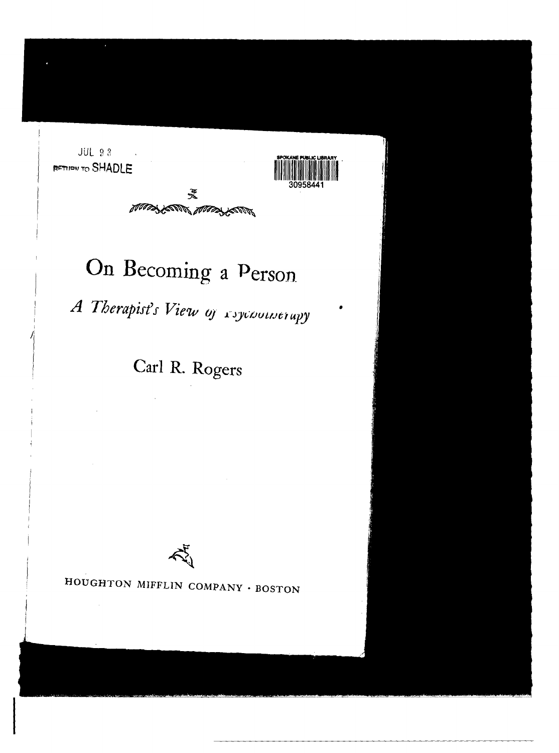JUL 9 3
RETURN TO SHADLE

SPOKANE PUBLIC LIBRARY
30958441

# On Becoming a Person

## *A Therapist's View of Psychotherapy*

Carl R. Rogers

HOUGHTON MIFFLIN COMPANY · BOSTON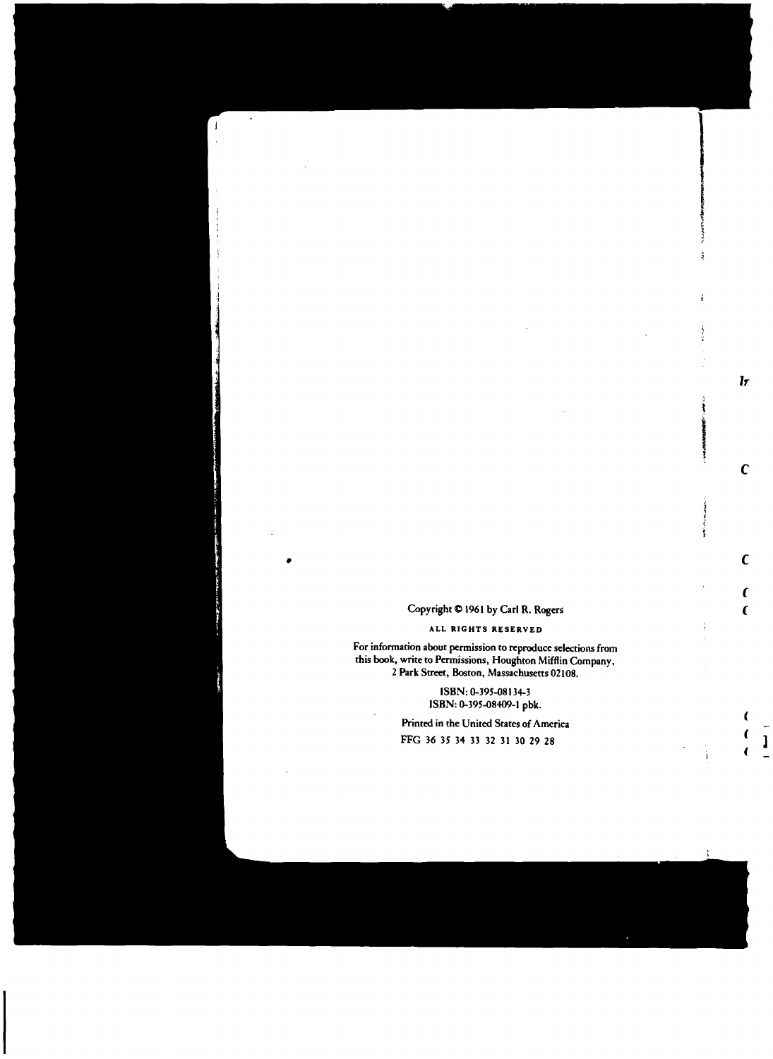Copyright © 1961 by Carl R. Rogers

ALL RIGHTS RESERVED

For information about permission to reproduce selections from this book, write to Permissions, Houghton Mifflin Company, 2 Park Street, Boston, Massachusetts 02108.

ISBN: 0-395-08134-3
ISBN: 0-395-08409-1 pbk.

Printed in the United States of America

FFG 36 35 34 33 32 31 30 29 28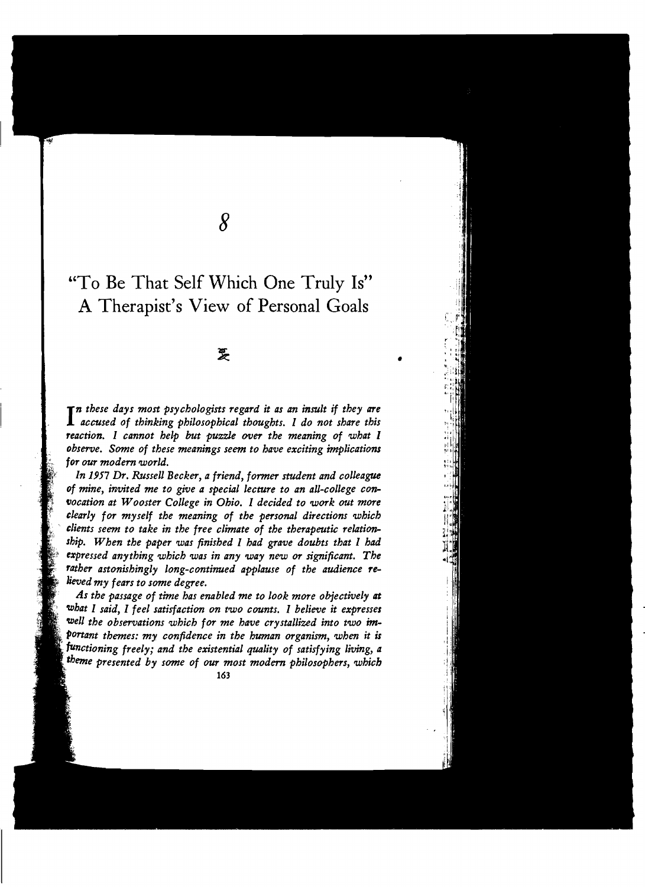# 8

# "To Be That Self Which One Truly Is" A Therapist's View of Personal Goals

*In these days most psychologists regard it as an insult if they are accused of thinking philosophical thoughts. I do not share this reaction. I cannot help but puzzle over the meaning of what I observe. Some of these meanings seem to have exciting implications for our modern world.*

*In 1957 Dr. Russell Becker, a friend, former student and colleague of mine, invited me to give a special lecture to an all-college convocation at Wooster College in Ohio. I decided to work out more clearly for myself the meaning of the personal directions which clients seem to take in the free climate of the therapeutic relationship. When the paper was finished I had grave doubts that I had expressed anything which was in any way new or significant. The rather astonishingly long-continued applause of the audience relieved my fears to some degree.*

*As the passage of time has enabled me to look more objectively at what I said, I feel satisfaction on two counts. I believe it expresses well the observations which for me have crystallized into two important themes: my confidence in the human organism, when it is functioning freely; and the existential quality of satisfying living, a theme presented by some of our most modern philosophers, which*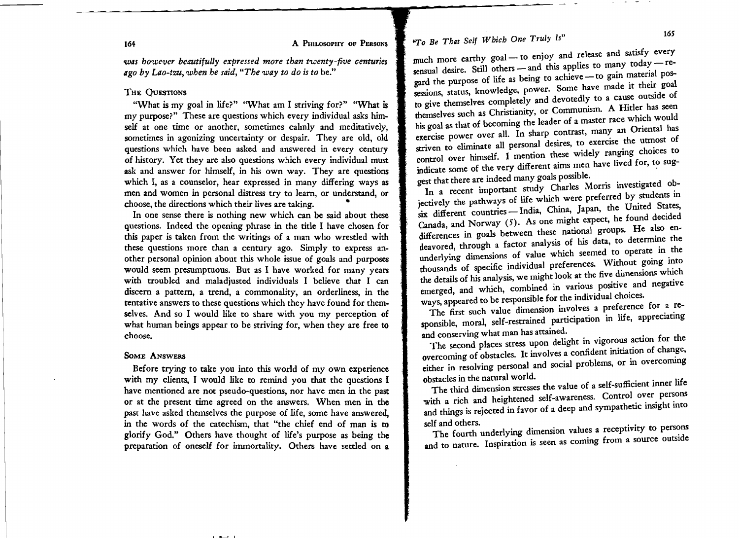*was however beautifully expressed more than twenty-five centuries ago by Lao-tzu, when he said, "The way to do is to* be."

## The Questions

"What is my goal in life?" "What am I striving for?" "What is my purpose?" These are questions which every individual asks himself at one time or another, sometimes calmly and meditatively, sometimes in agonizing uncertainty or despair. They are old, old questions which have been asked and answered in every century of history. Yet they are also questions which every individual must ask and answer for himself, in his own way. They are questions which I, as a counselor, hear expressed in many differing ways as men and women in personal distress try to learn, or understand, or choose, the directions which their lives are taking.

In one sense there is nothing new which can be said about these questions. Indeed the opening phrase in the title I have chosen for this paper is taken from the writings of a man who wrestled with these questions more than a century ago. Simply to express another personal opinion about this whole issue of goals and purposes would seem presumptuous. But as I have worked for many years with troubled and maladjusted individuals I believe that I can discern a pattern, a trend, a commonality, an orderliness, in the tentative answers to these questions which they have found for themselves. And so I would like to share with you my perception of what human beings appear to be striving for, when they are free to choose.

## Some Answers

Before trying to take you into this world of my own experience with my clients, I would like to remind you that the questions I have mentioned are not pseudo-questions, nor have men in the past or at the present time agreed on the answers. When men in the past have asked themselves the purpose of life, some have answered, in the words of the catechism, that "the chief end of man is to glorify God." Others have thought of life's purpose as being the preparation of oneself for immortality. Others have settled on a much more earthy goal — to enjoy and release and satisfy every sensual desire. Still others — and this applies to many today — regard the purpose of life as being to achieve — to gain material possessions, status, knowledge, power. Some have made it their goal to give themselves completely and devotedly to a cause outside of themselves such as Christianity, or Communism. A Hitler has seen his goal as that of becoming the leader of a master race which would exercise power over all. In sharp contrast, many an Oriental has striven to eliminate all personal desires, to exercise the utmost of control over himself. I mention these widely ranging choices to indicate some of the very different aims men have lived for, to suggest that there are indeed many goals possible.

In a recent important study Charles Morris investigated objectively the pathways of life which were preferred by students in six different countries — India, China, Japan, the United States, Canada, and Norway (5). As one might expect, he found decided differences in goals between these national groups. He also endeavored, through a factor analysis of his data, to determine the underlying dimensions of value which seemed to operate in the thousands of specific individual preferences. Without going into the details of his analysis, we might look at the five dimensions which emerged, and which, combined in various positive and negative ways, appeared to be responsible for the individual choices.

The first such value dimension involves a preference for a responsible, moral, self-restrained participation in life, appreciating and conserving what man has attained.

The second places stress upon delight in vigorous action for the overcoming of obstacles. It involves a confident initiation of change, either in resolving personal and social problems, or in overcoming obstacles in the natural world.

The third dimension stresses the value of a self-sufficient inner life with a rich and heightened self-awareness. Control over persons and things is rejected in favor of a deep and sympathetic insight into self and others.

The fourth underlying dimension values a receptivity to persons and to nature. Inspiration is seen as coming from a source outside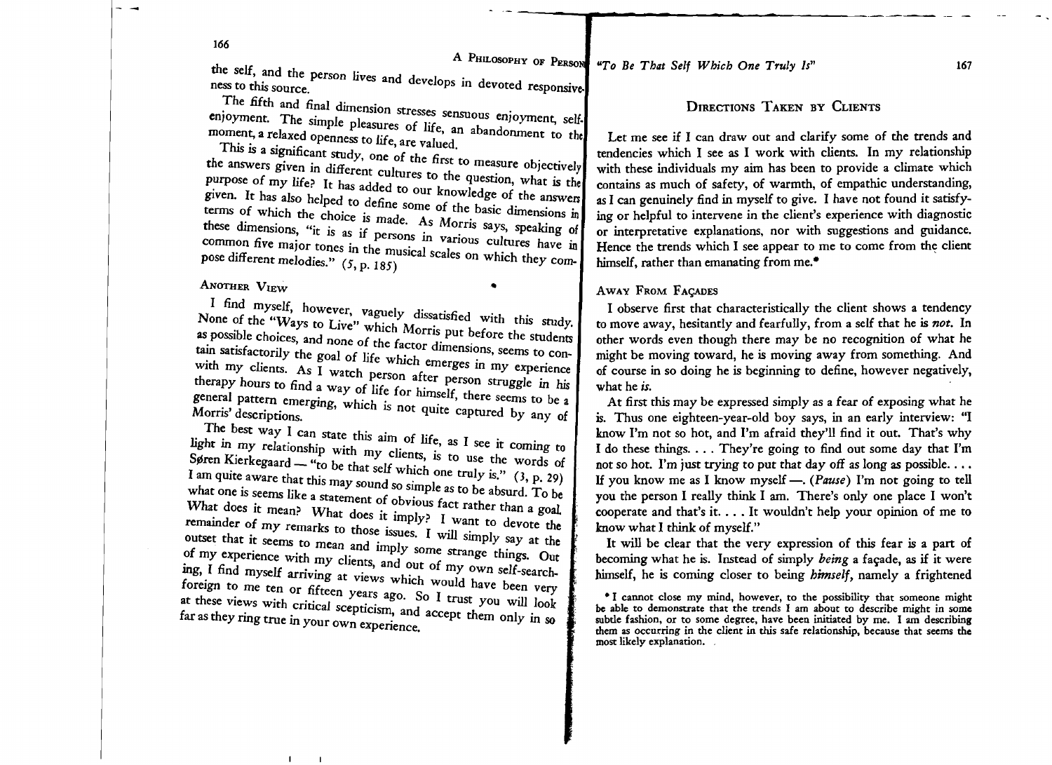the self, and the person lives and develops in devoted responsiveness to this source.

The fifth and final dimension stresses sensuous enjoyment, self-enjoyment. The simple pleasures of life, an abandonment to the moment, a relaxed openness to life, are valued.

This is a significant study, one of the first to measure objectively the answers given in different cultures to the question, what is the purpose of my life? It has added to our knowledge of the answers given. It has also helped to define some of the basic dimensions in terms of which the choice is made. As Morris says, speaking of these dimensions, "it is as if persons in various cultures have in common five major tones in the musical scales on which they compose different melodies." (5, p. 185)

### Another View

I find myself, however, vaguely dissatisfied with this study. None of the "Ways to Live" which Morris put before the students as possible choices, and none of the factor dimensions, seems to contain satisfactorily the goal of life which emerges in my experience with my clients. As I watch person after person struggle in his therapy hours to find a way of life for himself, there seems to be a general pattern emerging, which is not quite captured by any of Morris' descriptions.

The best way I can state this aim of life, as I see it coming to light in my relationship with my clients, is to use the words of Søren Kierkegaard — "to be that self which one truly is." (3, p. 29) I am quite aware that this may sound so simple as to be absurd. To be what one is seems like a statement of obvious fact rather than a goal. What does it mean? What does it imply? I want to devote the remainder of my remarks to those issues. I will simply say at the outset that it seems to mean and imply some strange things. Out of my experience with my clients, and out of my own self-searching, I find myself arriving at views which would have been very foreign to me ten or fifteen years ago. So I trust you will look at these views with critical scepticism, and accept them only in so far as they ring true in your own experience.

## Directions Taken by Clients

Let me see if I can draw out and clarify some of the trends and tendencies which I see as I work with clients. In my relationship with these individuals my aim has been to provide a climate which contains as much of safety, of warmth, of empathic understanding, as I can genuinely find in myself to give. I have not found it satisfying or helpful to intervene in the client's experience with diagnostic or interpretative explanations, nor with suggestions and guidance. Hence the trends which I see appear to me to come from the client himself, rather than emanating from me.*

### Away from Façades

I observe first that characteristically the client shows a tendency to move away, hesitantly and fearfully, from a self that he is *not*. In other words even though there may be no recognition of what he might be moving toward, he is moving away from something. And of course in so doing he is beginning to define, however negatively, what he *is*.

At first this may be expressed simply as a fear of exposing what he is. Thus one eighteen-year-old boy says, in an early interview: "I know I'm not so hot, and I'm afraid they'll find it out. That's why I do these things. . . . They're going to find out some day that I'm not so hot. I'm just trying to put that day off as long as possible. . . . If you know me as I know myself —. (*Pause*) I'm not going to tell you the person I really think I am. There's only one place I won't cooperate and that's it. . . . It wouldn't help your opinion of me to know what I think of myself."

It will be clear that the very expression of this fear is a part of becoming what he is. Instead of simply *being* a façade, as if it were himself, he is coming closer to being *himself*, namely a frightened

\* I cannot close my mind, however, to the possibility that someone might be able to demonstrate that the trends I am about to describe might in some subtle fashion, or to some degree, have been initiated by me. I am describing them as occurring in the client in this safe relationship, because that seems the most likely explanation.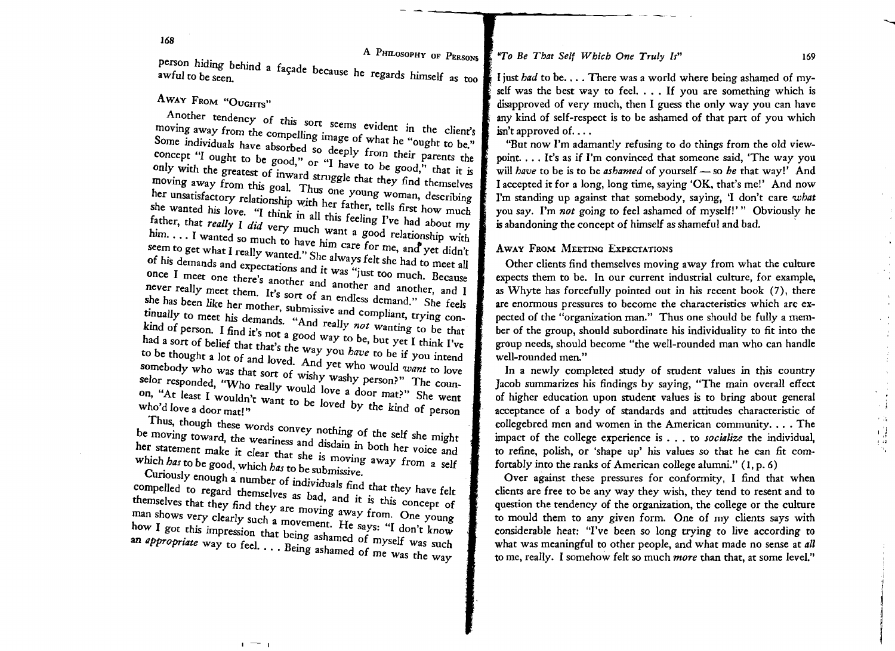person hiding behind a façade because he regards himself as too awful to be seen.

## Away From "Oughts"

Another tendency of this sort seems evident in the client's moving away from the compelling image of what he "ought to be." Some individuals have absorbed so deeply from their parents the concept "I ought to be good," or "I have to be good," that it is only with the greatest of inward struggle that they find themselves moving away from this goal. Thus one young woman, describing her unsatisfactory relationship with her father, tells first how much she wanted his love. "I think in all this feeling I've had about my father, that *really* I *did* very much want a good relationship with him. . . . I wanted so much to have him care for me, and yet didn't seem to get what I really wanted." She always felt she had to meet all of his demands and expectations and it was "just too much. Because once I meet one there's another and another and another, and I never really meet them. It's sort of an endless demand." She feels she has been like her mother, submissive and compliant, trying continually to meet his demands. "And really *not* wanting to be that kind of person. I find it's not a good way to be, but yet I think I've had a sort of belief that that's the way you *have* to be if you intend to be thought a lot of and loved. And yet who would *want* to love somebody who was that sort of wishy washy person?" The counselor responded, "Who really would love a door mat?" She went on, "At least I wouldn't want to be loved by the kind of person who'd love a door mat!"

Thus, though these words convey nothing of the self she might be moving toward, the weariness and disdain in both her voice and her statement make it clear that she is moving away from a self which *has* to be good, which *has* to be submissive.

Curiously enough a number of individuals find that they have felt compelled to regard themselves as bad, and it is this concept of themselves that they find they are moving away from. One young man shows very clearly such a movement. He says: "I don't know how I got this impression that being ashamed of myself was such an *appropriate* way to feel. . . . Being ashamed of me was the way I just *had* to be. . . . There was a world where being ashamed of myself was the best way to feel. . . . If you are something which is disapproved of very much, then I guess the only way you can have any kind of self-respect is to be ashamed of that part of you which isn't approved of. . . .

"But now I'm adamantly refusing to do things from the old viewpoint. . . . It's as if I'm convinced that someone said, 'The way you will *have* to be is to be *ashamed* of yourself — so *be* that way!' And I accepted it for a long, long time, saying 'OK, that's me!' And now I'm standing up against that somebody, saying, 'I don't care *what* you say. I'm *not* going to feel ashamed of myself!' " Obviously he is abandoning the concept of himself as shameful and bad.

## Away From Meeting Expectations

Other clients find themselves moving away from what the culture expects them to be. In our current industrial culture, for example, as Whyte has forcefully pointed out in his recent book (7), there are enormous pressures to become the characteristics which are expected of the "organization man." Thus one should be fully a member of the group, should subordinate his individuality to fit into the group needs, should become "the well-rounded man who can handle well-rounded men."

In a newly completed study of student values in this country Jacob summarizes his findings by saying, "The main overall effect of higher education upon student values is to bring about general acceptance of a body of standards and attitudes characteristic of collegebred men and women in the American community. . . . The impact of the college experience is . . . to *socialize* the individual, to refine, polish, or 'shape up' his values so that he can fit comfortably into the ranks of American college alumni." (1, p. 6)

Over against these pressures for conformity, I find that when clients are free to be any way they wish, they tend to resent and to question the tendency of the organization, the college or the culture to mould them to any given form. One of my clients says with considerable heat: "I've been so long trying to live according to what was meaningful to other people, and what made no sense at *all* to me, really. I somehow felt so much *more* than that, at some level."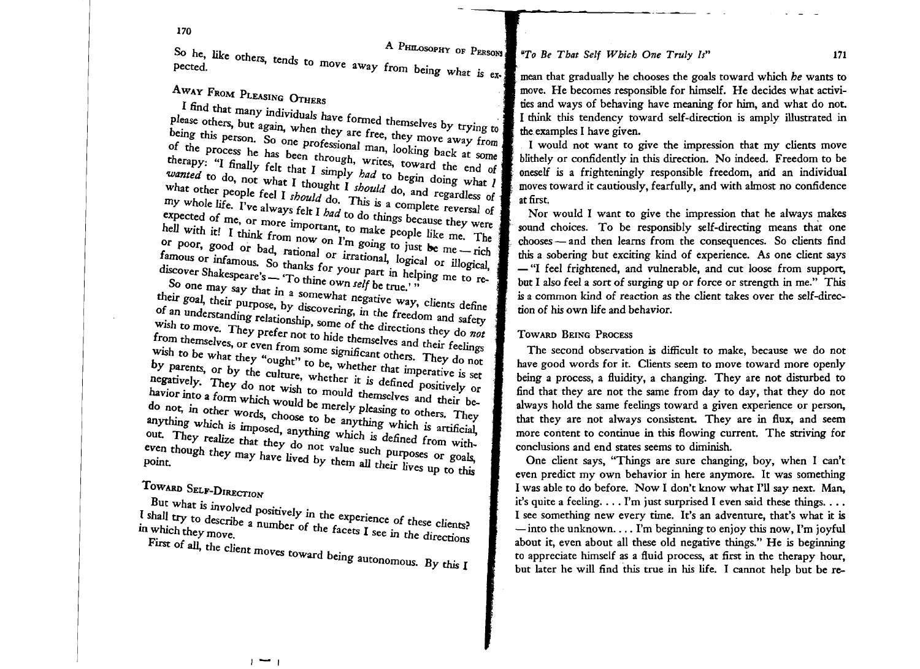So he, like others, tends to move away from being what is expected.

## Away From Pleasing Others

I find that many individuals have formed themselves by trying to please others, but again, when they are free, they move away from being this person. So one professional man, looking back at some of the process he has been through, writes, toward the end of therapy: "I finally felt that I simply *had* to begin doing what I *wanted* to do, not what I thought I *should* do, and regardless of what other people feel I *should* do. This is a complete reversal of my whole life. I've always felt I *had* to do things because they were expected of me, or more important, to make people like me. The hell with it! I think from now on I'm going to just be me — rich or poor, good or bad, rational or irrational, logical or illogical, famous or infamous. So thanks for your part in helping me to rediscover Shakespeare's — 'To thine own *self* be true.' "

So one may say that in a somewhat negative way, clients define their goal, their purpose, by discovering, in the freedom and safety of an understanding relationship, some of the directions they do *not* wish to move. They prefer not to hide themselves and their feelings from themselves, or even from some significant others. They do not wish to be what they "ought" to be, whether that imperative is set by parents, or by the culture, whether it is defined positively or negatively. They do not wish to mould themselves and their behavior into a form which would be merely pleasing to others. They do not, in other words, choose to be anything which is artificial, anything which is imposed, anything which is defined from without. They realize that they do not value such purposes or goals, even though they may have lived by them all their lives up to this point.

## Toward Self-Direction

But what is involved positively in the experience of these clients? I shall try to describe a number of the facets I see in the directions in which they move.

First of all, the client moves toward being autonomous. By this I mean that gradually he chooses the goals toward which *he* wants to move. He becomes responsible for himself. He decides what activities and ways of behaving have meaning for him, and what do not. I think this tendency toward self-direction is amply illustrated in the examples I have given.

I would not want to give the impression that my clients move blithely or confidently in this direction. No indeed. Freedom to be oneself is a frighteningly responsible freedom, and an individual moves toward it cautiously, fearfully, and with almost no confidence at first.

Nor would I want to give the impression that he always makes sound choices. To be responsibly self-directing means that one chooses — and then learns from the consequences. So clients find this a sobering but exciting kind of experience. As one client says — "I feel frightened, and vulnerable, and cut loose from support, but I also feel a sort of surging up or force or strength in me." This is a common kind of reaction as the client takes over the self-direction of his own life and behavior.

## Toward Being Process

The second observation is difficult to make, because we do not have good words for it. Clients seem to move toward more openly being a process, a fluidity, a changing. They are not disturbed to find that they are not the same from day to day, that they do not always hold the same feelings toward a given experience or person, that they are not always consistent. They are in flux, and seem more content to continue in this flowing current. The striving for conclusions and end states seems to diminish.

One client says, "Things are sure changing, boy, when I can't even predict my own behavior in here anymore. It was something I was able to do before. Now I don't know what I'll say next. Man, it's quite a feeling. . . . I'm just surprised I even said these things. . . . I see something new every time. It's an adventure, that's what it is — into the unknown. . . . I'm beginning to enjoy this now, I'm joyful about it, even about all these old negative things." He is beginning to appreciate himself as a fluid process, at first in the therapy hour, but later he will find this true in his life. I cannot help but be re-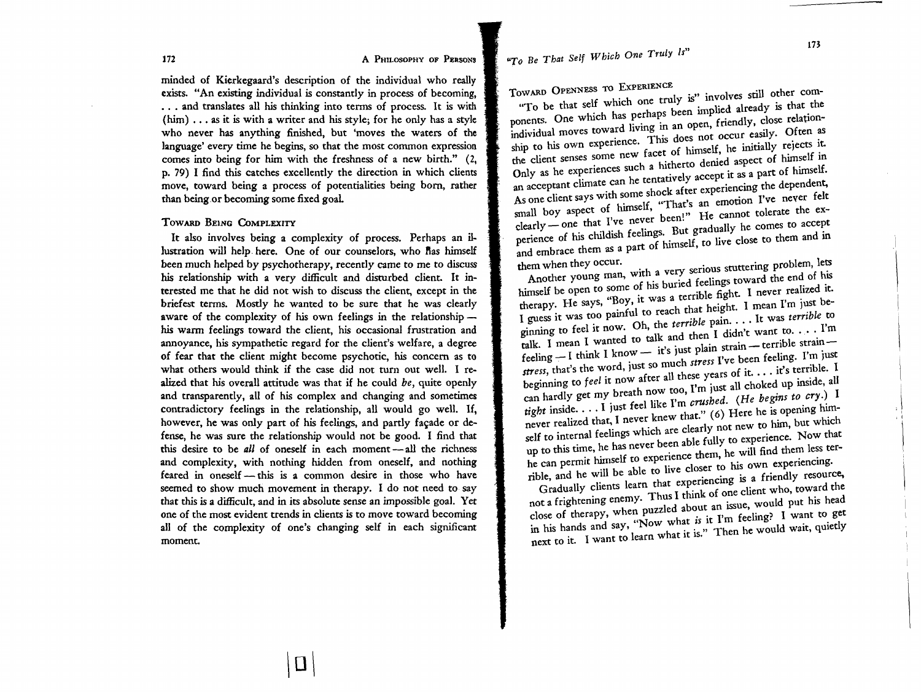minded of Kierkegaard's description of the individual who really exists. "An existing individual is constantly in process of becoming, . . . and translates all his thinking into terms of process. It is with (him) . . . as it is with a writer and his style; for he only has a style who never has anything finished, but 'moves the waters of the language' every time he begins, so that the most common expression comes into being for him with the freshness of a new birth." (2, p. 79) I find this catches excellently the direction in which clients move, toward being a process of potentialities being born, rather than being or becoming some fixed goal.

## Toward Being Complexity

It also involves being a complexity of process. Perhaps an illustration will help here. One of our counselors, who has himself been much helped by psychotherapy, recently came to me to discuss his relationship with a very difficult and disturbed client. It interested me that he did not wish to discuss the client, except in the briefest terms. Mostly he wanted to be sure that he was clearly aware of the complexity of his own feelings in the relationship — his warm feelings toward the client, his occasional frustration and annoyance, his sympathetic regard for the client's welfare, a degree of fear that the client might become psychotic, his concern as to what others would think if the case did not turn out well. I realized that his overall attitude was that if he could *be*, quite openly and transparently, all of his complex and changing and sometimes contradictory feelings in the relationship, all would go well. If, however, he was only part of his feelings, and partly façade or defense, he was sure the relationship would not be good. I find that this desire to be *all* of oneself in each moment — all the richness and complexity, with nothing hidden from oneself, and nothing feared in oneself — this is a common desire in those who have seemed to show much movement in therapy. I do not need to say that this is a difficult, and in its absolute sense an impossible goal. Yet one of the most evident trends in clients is to move toward becoming all of the complexity of one's changing self in each significant moment.

## Toward Openness to Experience

"To be that self which one truly is" involves still other components. One which has perhaps been implied already is that the individual moves toward living in an open, friendly, close relationship to his own experience. This does not occur easily. Often as the client senses some new facet of himself, he initially rejects it. Only as he experiences such a hitherto denied aspect of himself in an acceptant climate can he tentatively accept it as a part of himself. As one client says with some shock after experiencing the dependent, small boy aspect of himself, "That's an emotion I've never felt clearly — one that I've never been!" He cannot tolerate the experience of his childish feelings. But gradually he comes to accept and embrace them as a part of himself, to live close to them and in them when they occur.

Another young man, with a very serious stuttering problem, lets himself be open to some of his buried feelings toward the end of his therapy. He says, "Boy, it was a terrible fight. I never realized it. I guess it was too painful to reach that height. I mean I'm just beginning to feel it now. Oh, the *terrible* pain. . . . It was *terrible* to talk. I mean I wanted to talk and then I didn't want to. . . . I'm feeling — I think I know — it's just plain strain — terrible strain — *stress*, that's the word, just so much *stress* I've been feeling. I'm just beginning to *feel* it now after all these years of it. . . . it's terrible. I can hardly get my breath now too, I'm just all choked up inside, all *tight* inside. . . . I just feel like I'm *crushed*. (*He begins to cry.*) I never realized that, I never knew that." (6) Here he is opening himself to internal feelings which are clearly not new to him, but which up to this time, he has never been able fully to experience. Now that he can permit himself to experience them, he will find them less terrible, and he will be able to live closer to his own experiencing.

Gradually clients learn that experiencing is a friendly resource, not a frightening enemy. Thus I think of one client who, toward the close of therapy, when puzzled about an issue, would put his head in his hands and say, "Now what *is* it I'm feeling? I want to get next to it. I want to learn what it is." Then he would wait, quietly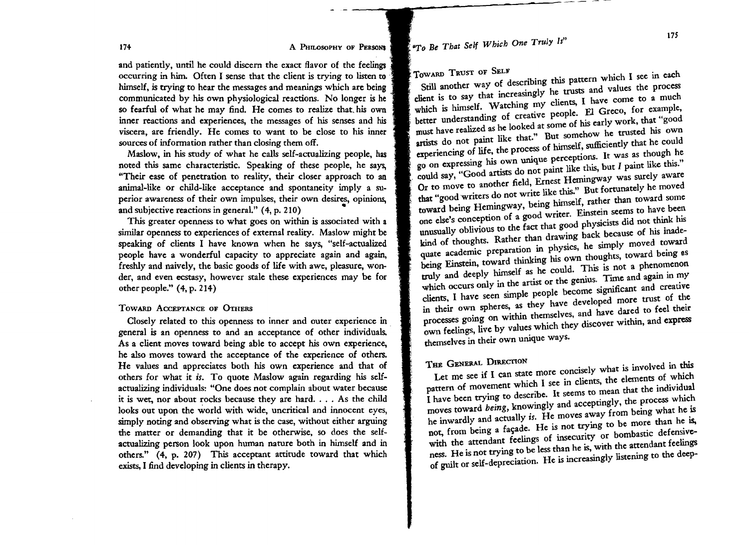and patiently, until he could discern the exact flavor of the feelings occurring in him. Often I sense that the client is trying to listen to himself, is trying to hear the messages and meanings which are being communicated by his own physiological reactions. No longer is he so fearful of what he may find. He comes to realize that his own inner reactions and experiences, the messages of his senses and his viscera, are friendly. He comes to want to be close to his inner sources of information rather than closing them off.

Maslow, in his study of what he calls self-actualizing people, has noted this same characteristic. Speaking of these people, he says, "Their ease of penetration to reality, their closer approach to an animal-like or child-like acceptance and spontaneity imply a superior awareness of their own impulses, their own desires, opinions, and subjective reactions in general." (4, p. 210)

This greater openness to what goes on within is associated with a similar openness to experiences of external reality. Maslow might be speaking of clients I have known when he says, "self-actualized people have a wonderful capacity to appreciate again and again, freshly and naively, the basic goods of life with awe, pleasure, wonder, and even ecstasy, however stale these experiences may be for other people." (4, p. 214)

### Toward Acceptance of Others

Closely related to this openness to inner and outer experience in general is an openness to and an acceptance of other individuals. As a client moves toward being able to accept his own experience, he also moves toward the acceptance of the experience of others. He values and appreciates both his own experience and that of others for what it *is*. To quote Maslow again regarding his self-actualizing individuals: "One does not complain about water because it is wet, nor about rocks because they are hard. . . . As the child looks out upon the world with wide, uncritical and innocent eyes, simply noting and observing what is the case, without either arguing the matter or demanding that it be otherwise, so does the self-actualizing person look upon human nature both in himself and in others." (4, p. 207) This acceptant attitude toward that which exists, I find developing in clients in therapy.

### Toward Trust of Self

Still another way of describing this pattern which I see in each client is to say that increasingly he trusts and values the process which is himself. Watching my clients, I have come to a much better understanding of creative people. El Greco, for example, must have realized as he looked at some of his early work, that "good artists do not paint like that." But somehow he trusted his own experiencing of life, the process of himself, sufficiently that he could go on expressing his own unique perceptions. It was as though he could say, "Good artists do not paint like this, but *I* paint like this." Or to move to another field, Ernest Hemingway was surely aware that "good writers do not write like this." But fortunately he moved toward being Hemingway, being himself, rather than toward some one else's conception of a good writer. Einstein seems to have been unusually oblivious to the fact that good physicists did not think his kind of thoughts. Rather than drawing back because of his inadequate academic preparation in physics, he simply moved toward being Einstein, toward thinking his own thoughts, toward being as truly and deeply himself as he could. This is not a phenomenon which occurs only in the artist or the genius. Time and again in my clients, I have seen simple people become significant and creative in their own spheres, as they have developed more trust of the processes going on within themselves, and have dared to feel their own feelings, live by values which they discover within, and express themselves in their own unique ways.

### The General Direction

Let me see if I can state more concisely what is involved in this pattern of movement which I see in clients, the elements of which I have been trying to describe. It seems to mean that the individual moves toward *being*, knowingly and acceptingly, the process which he inwardly and actually *is*. He moves away from being what he is not, from being a façade. He is not trying to be more than he is, with the attendant feelings of insecurity or bombastic defensiveness. He is not trying to be less than he is, with the attendant feelings of guilt or self-depreciation. He is increasingly listening to the deep-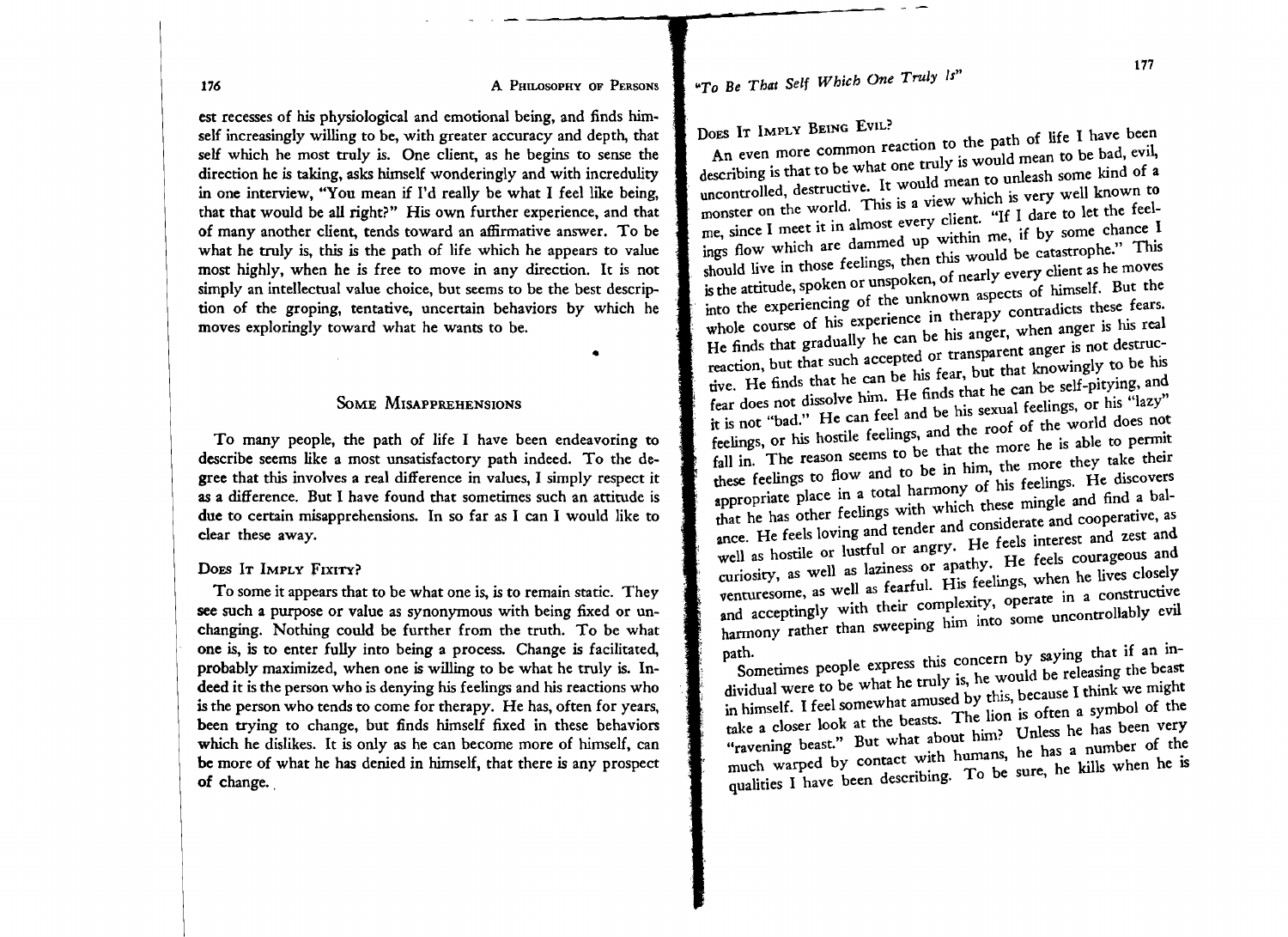est recesses of his physiological and emotional being, and finds himself increasingly willing to be, with greater accuracy and depth, that self which he most truly is. One client, as he begins to sense the direction he is taking, asks himself wonderingly and with incredulity in one interview, "You mean if I'd really be what I feel like being, that that would be all right?" His own further experience, and that of many another client, tends toward an affirmative answer. To be what he truly is, this is the path of life which he appears to value most highly, when he is free to move in any direction. It is not simply an intellectual value choice, but seems to be the best description of the groping, tentative, uncertain behaviors by which he moves exploringly toward what he wants to be.

## Some Misapprehensions

To many people, the path of life I have been endeavoring to describe seems like a most unsatisfactory path indeed. To the degree that this involves a real difference in values, I simply respect it as a difference. But I have found that sometimes such an attitude is due to certain misapprehensions. In so far as I can I would like to clear these away.

### Does It Imply Fixity?

To some it appears that to be what one is, is to remain static. They see such a purpose or value as synonymous with being fixed or unchanging. Nothing could be further from the truth. To be what one is, is to enter fully into being a process. Change is facilitated, probably maximized, when one is willing to be what he truly is. Indeed it is the person who is denying his feelings and his reactions who is the person who tends to come for therapy. He has, often for years, been trying to change, but finds himself fixed in these behaviors which he dislikes. It is only as he can become more of himself, can be more of what he has denied in himself, that there is any prospect of change.

### Does It Imply Being Evil?

An even more common reaction to the path of life I have been describing is that to be what one truly is would mean to be bad, evil, uncontrolled, destructive. It would mean to unleash some kind of a monster on the world. This is a view which is very well known to me, since I meet it in almost every client. "If I dare to let the feelings flow which are dammed up within me, if by some chance I should live in those feelings, then this would be catastrophe." This is the attitude, spoken or unspoken, of nearly every client as he moves into the experiencing of the unknown aspects of himself. But the whole course of his experience in therapy contradicts these fears. He finds that gradually he can be his anger, when anger is his real reaction, but that such accepted or transparent anger is not destructive. He finds that he can be his fear, but that knowingly to be his fear does not dissolve him. He finds that he can be self-pitying, and it is not "bad." He can feel and be his sexual feelings, or his "lazy" feelings, or his hostile feelings, and the roof of the world does not fall in. The reason seems to be that the more he is able to permit these feelings to flow and to be in him, the more they take their appropriate place in a total harmony of his feelings. He discovers that he has other feelings with which these mingle and find a balance. He feels loving and tender and considerate and cooperative, as well as hostile or lustful or angry. He feels interest and zest and curiosity, as well as laziness or apathy. He feels courageous and venturesome, as well as fearful. His feelings, when he lives closely and acceptingly with their complexity, operate in a constructive harmony rather than sweeping him into some uncontrollably evil path.

Sometimes people express this concern by saying that if an individual were to be what he truly is, he would be releasing the beast in himself. I feel somewhat amused by this, because I think we might take a closer look at the beasts. The lion is often a symbol of the "ravening beast." But what about him? Unless he has been very much warped by contact with humans, he has a number of the qualities I have been describing. To be sure, he kills when he is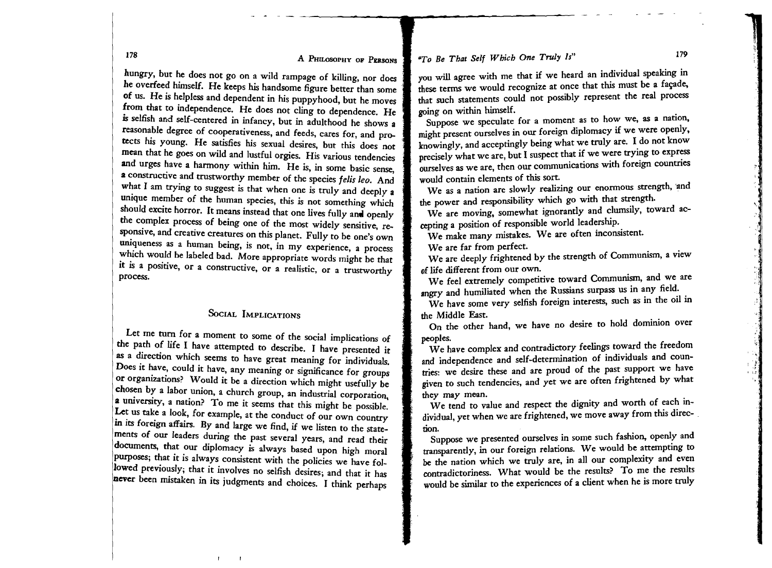hungry, but he does not go on a wild rampage of killing, nor does he overfeed himself. He keeps his handsome figure better than some of us. He is helpless and dependent in his puppyhood, but he moves from that to independence. He does not cling to dependence. He is selfish and self-centered in infancy, but in adulthood he shows a reasonable degree of cooperativeness, and feeds, cares for, and protects his young. He satisfies his sexual desires, but this does not mean that he goes on wild and lustful orgies. His various tendencies and urges have a harmony within him. He is, in some basic sense, a constructive and trustworthy member of the species *felis leo*. And what I am trying to suggest is that when one is truly and deeply a unique member of the human species, this is not something which should excite horror. It means instead that one lives fully and openly the complex process of being one of the most widely sensitive, responsive, and creative creatures on this planet. Fully to be one's own uniqueness as a human being, is not, in my experience, a process which would be labeled bad. More appropriate words might be that it is a positive, or a constructive, or a realistic, or a trustworthy process.

## Social Implications

Let me turn for a moment to some of the social implications of the path of life I have attempted to describe. I have presented it as a direction which seems to have great meaning for individuals. Does it have, could it have, any meaning or significance for groups or organizations? Would it be a direction which might usefully be chosen by a labor union, a church group, an industrial corporation, a university, a nation? To me it seems that this might be possible. Let us take a look, for example, at the conduct of our own country in its foreign affairs. By and large we find, if we listen to the statements of our leaders during the past several years, and read their documents, that our diplomacy is always based upon high moral purposes; that it is always consistent with the policies we have followed previously; that it involves no selfish desires; and that it has never been mistaken in its judgments and choices. I think perhaps you will agree with me that if we heard an individual speaking in these terms we would recognize at once that this must be a façade, that such statements could not possibly represent the real process going on within himself.

Suppose we speculate for a moment as to how we, as a nation, might present ourselves in our foreign diplomacy if we were openly, knowingly, and acceptingly being what we truly are. I do not know precisely what we are, but I suspect that if we were trying to express ourselves as we are, then our communications with foreign countries would contain elements of this sort.

We as a nation are slowly realizing our enormous strength, and the power and responsibility which go with that strength.

We are moving, somewhat ignorantly and clumsily, toward accepting a position of responsible world leadership.

We make many mistakes. We are often inconsistent.

We are far from perfect.

We are deeply frightened by the strength of Communism, a view of life different from our own.

We feel extremely competitive toward Communism, and we are angry and humiliated when the Russians surpass us in any field.

We have some very selfish foreign interests, such as in the oil in the Middle East.

On the other hand, we have no desire to hold dominion over peoples.

We have complex and contradictory feelings toward the freedom and independence and self-determination of individuals and countries: we desire these and are proud of the past support we have given to such tendencies, and yet we are often frightened by what they may mean.

We tend to value and respect the dignity and worth of each individual, yet when we are frightened, we move away from this direction.

Suppose we presented ourselves in some such fashion, openly and transparently, in our foreign relations. We would be attempting to be the nation which we truly are, in all our complexity and even contradictoriness. What would be the results? To me the results would be similar to the experiences of a client when he is more truly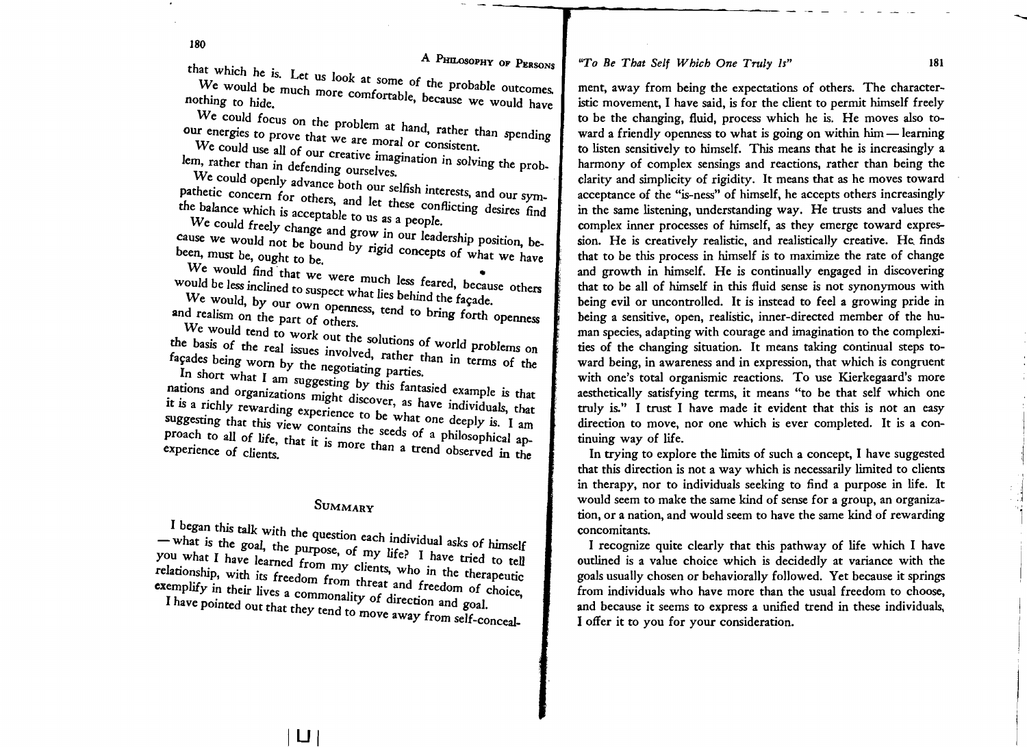that which he is. Let us look at some of the probable outcomes.

We would be much more comfortable, because we would have nothing to hide.

We could focus on the problem at hand, rather than spending our energies to prove that we are moral or consistent.

We could use all of our creative imagination in solving the problem, rather than in defending ourselves.

We could openly advance both our selfish interests, and our sympathetic concern for others, and let these conflicting desires find the balance which is acceptable to us as a people.

We could freely change and grow in our leadership position, because we would not be bound by rigid concepts of what we have been, must be, ought to be.

We would find that we were much less feared, because others would be less inclined to suspect what lies behind the façade.

We would, by our own openness, tend to bring forth openness and realism on the part of others.

We would tend to work out the solutions of world problems on the basis of the real issues involved, rather than in terms of the façades being worn by the negotiating parties.

In short what I am suggesting by this fantasied example is that nations and organizations might discover, as have individuals, that it is a richly rewarding experience to be what one deeply is. I am suggesting that this view contains the seeds of a philosophical approach to all of life, that it is more than a trend observed in the experience of clients.

## Summary

I began this talk with the question each individual asks of himself — what is the goal, the purpose, of my life? I have tried to tell you what I have learned from my clients, who in the therapeutic relationship, with its freedom from threat and freedom of choice, exemplify in their lives a commonality of direction and goal.

I have pointed out that they tend to move away from self-concealment, away from being the expectations of others. The characteristic movement, I have said, is for the client to permit himself freely to be the changing, fluid, process which he is. He moves also toward a friendly openness to what is going on within him — learning to listen sensitively to himself. This means that he is increasingly a harmony of complex sensings and reactions, rather than being the clarity and simplicity of rigidity. It means that as he moves toward acceptance of the "is-ness" of himself, he accepts others increasingly in the same listening, understanding way. He trusts and values the complex inner processes of himself, as they emerge toward expression. He is creatively realistic, and realistically creative. He finds that to be this process in himself is to maximize the rate of change and growth in himself. He is continually engaged in discovering that to be all of himself in this fluid sense is not synonymous with being evil or uncontrolled. It is instead to feel a growing pride in being a sensitive, open, realistic, inner-directed member of the human species, adapting with courage and imagination to the complexities of the changing situation. It means taking continual steps toward being, in awareness and in expression, that which is congruent with one's total organismic reactions. To use Kierkegaard's more aesthetically satisfying terms, it means "to be that self which one truly is." I trust I have made it evident that this is not an easy direction to move, nor one which is ever completed. It is a continuing way of life.

In trying to explore the limits of such a concept, I have suggested that this direction is not a way which is necessarily limited to clients in therapy, nor to individuals seeking to find a purpose in life. It would seem to make the same kind of sense for a group, an organization, or a nation, and would seem to have the same kind of rewarding concomitants.

I recognize quite clearly that this pathway of life which I have outlined is a value choice which is decidedly at variance with the goals usually chosen or behaviorally followed. Yet because it springs from individuals who have more than the usual freedom to choose, and because it seems to express a unified trend in these individuals, I offer it to you for your consideration.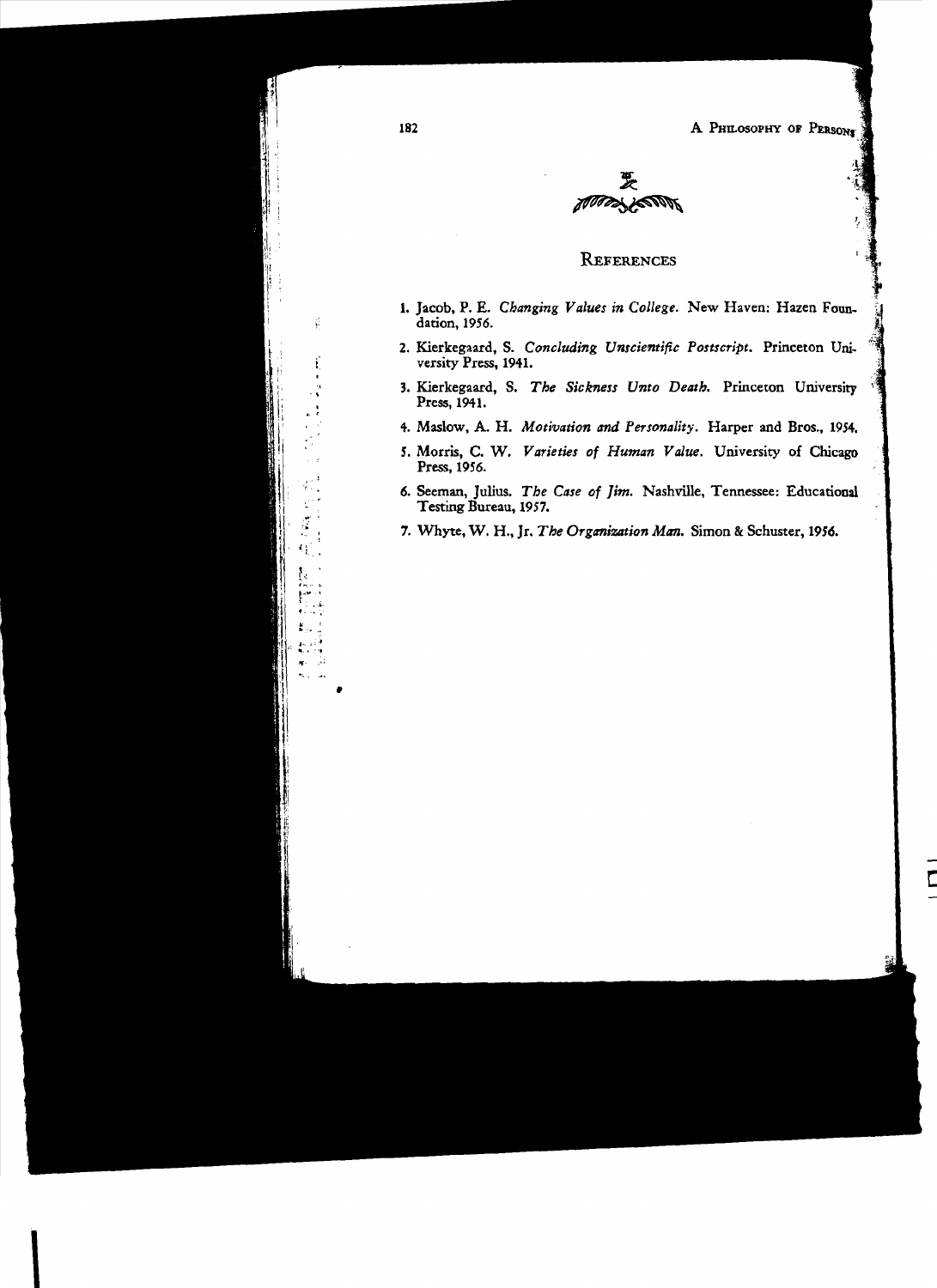## References

1. Jacob, P. E. *Changing Values in College*. New Haven: Hazen Foundation, 1956.
2. Kierkegaard, S. *Concluding Unscientific Postscript*. Princeton University Press, 1941.
3. Kierkegaard, S. *The Sickness Unto Death*. Princeton University Press, 1941.
4. Maslow, A. H. *Motivation and Personality*. Harper and Bros., 1954.
5. Morris, C. W. *Varieties of Human Value*. University of Chicago Press, 1956.
6. Seeman, Julius. *The Case of Jim*. Nashville, Tennessee: Educational Testing Bureau, 1957.
7. Whyte, W. H., Jr. *The Organization Man*. Simon & Schuster, 1956.